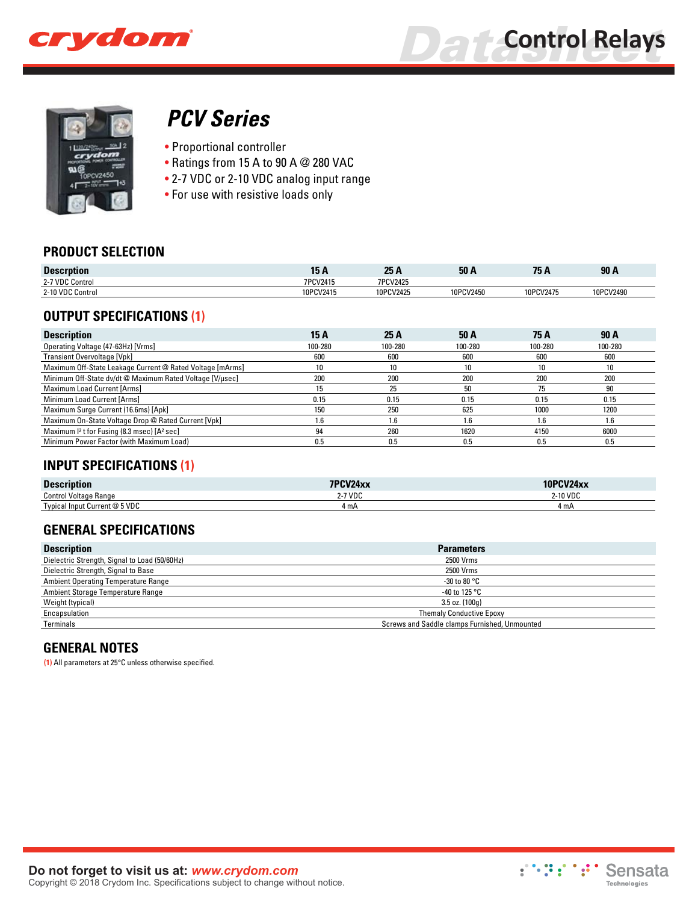# Control Relays

## PCV Series

- Proportional controller
- Ratings from 15 A to 90 A @ 280 VAC
- 2-7 VDC or 2-10 VDC analog input range
- For use with resistive loads only

## PRODUCT SELECTION

| Descrption | 15 A | 25 A | 50 A | 75 A | 90 A |
|---|---|---|---|---|---|
| 2-7 VDC Control | 7PCV2415 | 7PCV2425 | | | |
| 2-10 VDC Control | 10PCV2415 | 10PCV2425 | 10PCV2450 | 10PCV2475 | 10PCV2490 |

## OUTPUT SPECIFICATIONS (1)

| Description | 15 A | 25 A | 50 A | 75 A | 90 A |
|---|---|---|---|---|---|
| Operating Voltage (47-63Hz) [Vrms] | 100-280 | 100-280 | 100-280 | 100-280 | 100-280 |
| Transient Overvoltage [Vpk] | 600 | 600 | 600 | 600 | 600 |
| Maximum Off-State Leakage Current @ Rated Voltage [mArms] | 10 | 10 | 10 | 10 | 10 |
| Minimum Off-State dv/dt @ Maximum Rated Voltage [V/µsec] | 200 | 200 | 200 | 200 | 200 |
| Maximum Load Current [Arms] | 15 | 25 | 50 | 75 | 90 |
| Minimum Load Current [Arms] | 0.15 | 0.15 | 0.15 | 0.15 | 0.15 |
| Maximum Surge Current (16.6ms) [Apk] | 150 | 250 | 625 | 1000 | 1200 |
| Maximum On-State Voltage Drop @ Rated Current [Vpk] | 1.6 | 1.6 | 1.6 | 1.6 | 1.6 |
| Maximum $I^2t$ for Fusing (8.3 msec) [$A^2$ sec] | 94 | 260 | 1620 | 4150 | 6000 |
| Minimum Power Factor (with Maximum Load) | 0.5 | 0.5 | 0.5 | 0.5 | 0.5 |

## INPUT SPECIFICATIONS (1)

| Description | 7PCV24xx | 10PCV24xx |
|---|---|---|
| Control Voltage Range | 2-7 VDC | 2-10 VDC |
| Typical Input Current @ 5 VDC | 4 mA | 4 mA |

## GENERAL SPECIFICATIONS

| Description | Parameters |
|---|---|
| Dielectric Strength, Signal to Load (50/60Hz) | 2500 Vrms |
| Dielectric Strength, Signal to Base | 2500 Vrms |
| Ambient Operating Temperature Range | -30 to 80 °C |
| Ambient Storage Temperature Range | -40 to 125 °C |
| Weight (typical) | 3.5 oz. (100g) |
| Encapsulation | Themaly Conductive Epoxy |
| Terminals | Screws and Saddle clamps Furnished, Unmounted |

## GENERAL NOTES

(1) All parameters at 25°C unless otherwise specified.

Do not forget to visit us at: *www.crydom.com*
Copyright © 2018 Crydom Inc. Specifications subject to change without notice.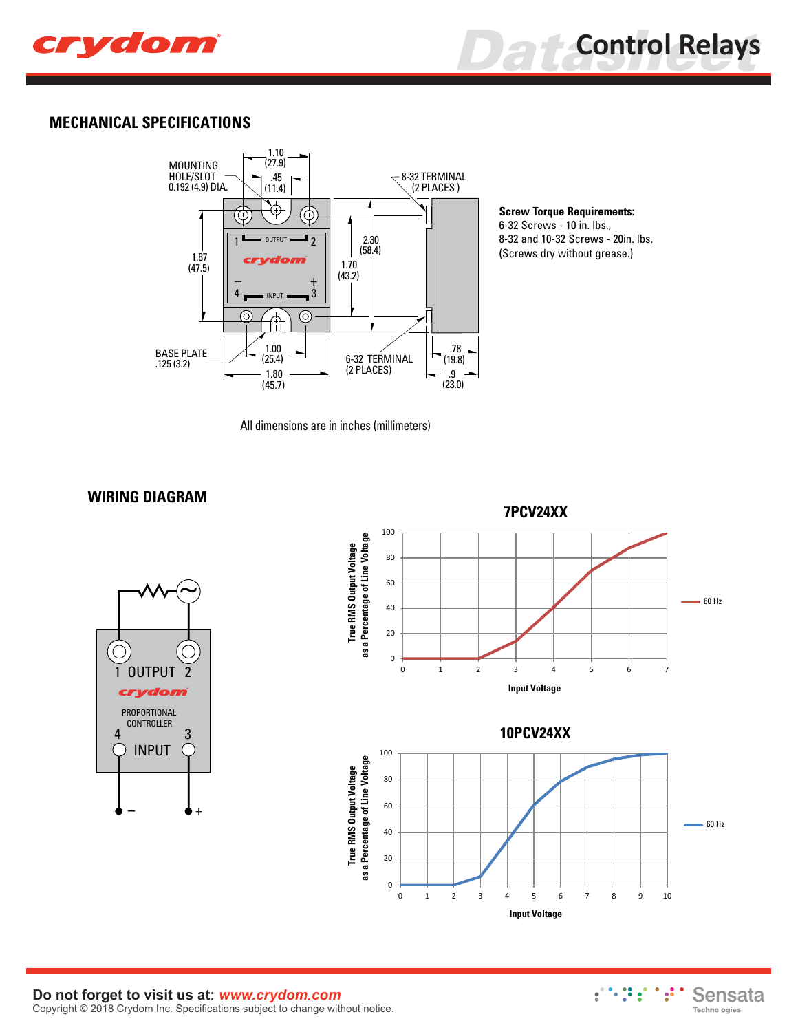## MECHANICAL SPECIFICATIONS

MOUNTING HOLE/SLOT 0.192 (4.9) DIA.

1.10 (27.9)

.45 (11.4)

8-32 TERMINAL (2 PLACES)

1.87 (47.5)

2.30 (58.4)

1.70 (43.2)

BASE PLATE .125 (3.2)

1.00 (25.4)

1.80 (45.7)

6-32 TERMINAL (2 PLACES)

.78 (19.8)

.9 (23.0)

**Screw Torque Requirements:**
6-32 Screws - 10 in. lbs.,
8-32 and 10-32 Screws - 20in. lbs.
(Screws dry without grease.)

All dimensions are in inches (millimeters)

## WIRING DIAGRAM

1 OUTPUT 2

PROPORTIONAL CONTROLLER

4 INPUT 3

– +

### 7PCV24XX

True RMS Output Voltage as a Percentage of Line Voltage vs. Input Voltage — 60 Hz

### 10PCV24XX

True RMS Output Voltage as a Percentage of Line Voltage vs. Input Voltage — 60 Hz

**Do not forget to visit us at:** *www.crydom.com*
Copyright © 2018 Crydom Inc. Specifications subject to change without notice.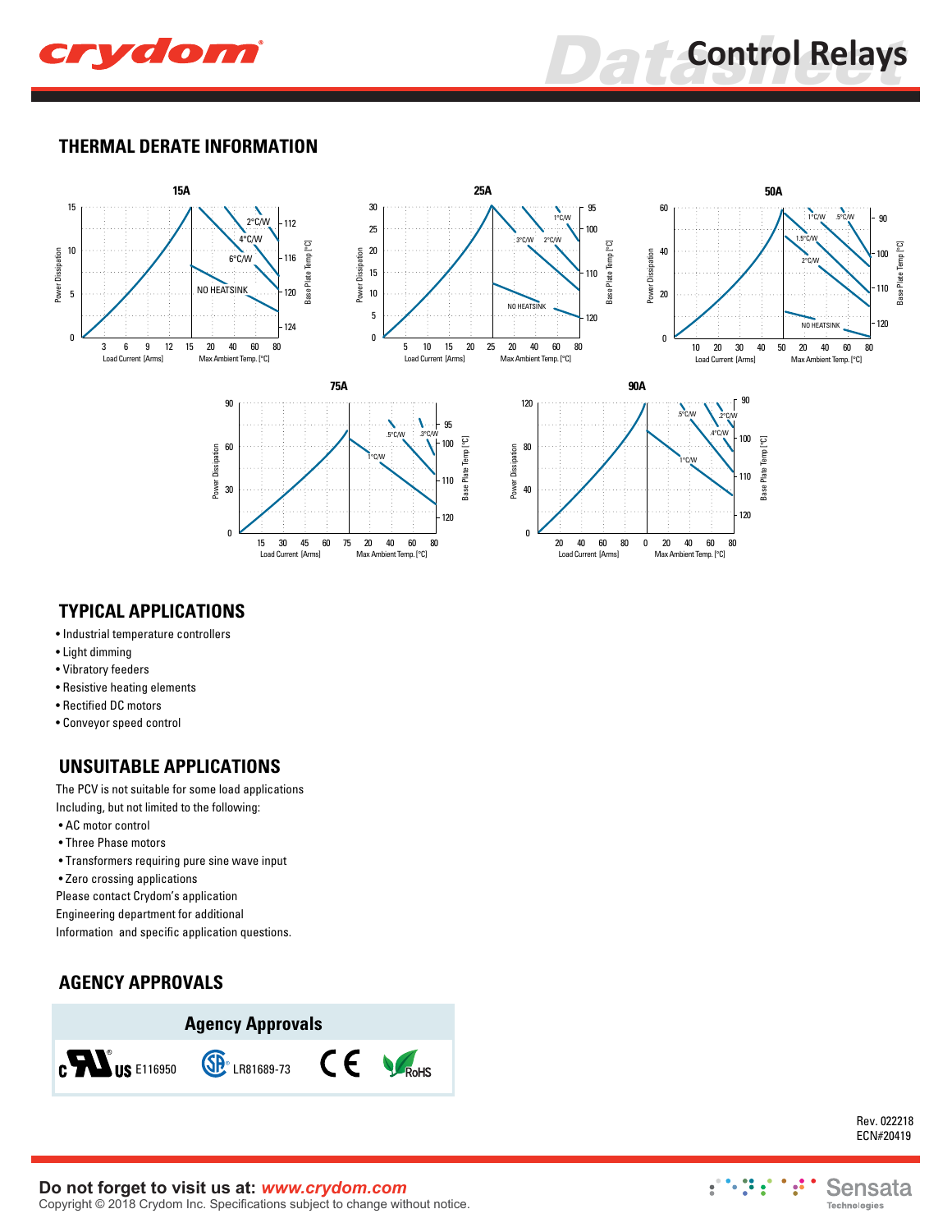## THERMAL DERATE INFORMATION

## TYPICAL APPLICATIONS

- Industrial temperature controllers
- Light dimming
- Vibratory feeders
- Resistive heating elements
- Rectified DC motors
- Conveyor speed control

## UNSUITABLE APPLICATIONS

The PCV is not suitable for some load applications
Including, but not limited to the following:

- AC motor control
- Three Phase motors
- Transformers requiring pure sine wave input
- Zero crossing applications

Please contact Crydom's application
Engineering department for additional
Information and specific application questions.

## AGENCY APPROVALS

| Agency Approvals | | | |
|---|---|---|---|
| cULus E116950 | CSA LR81689-73 | CE | RoHS |

Rev. 022218
ECN#20419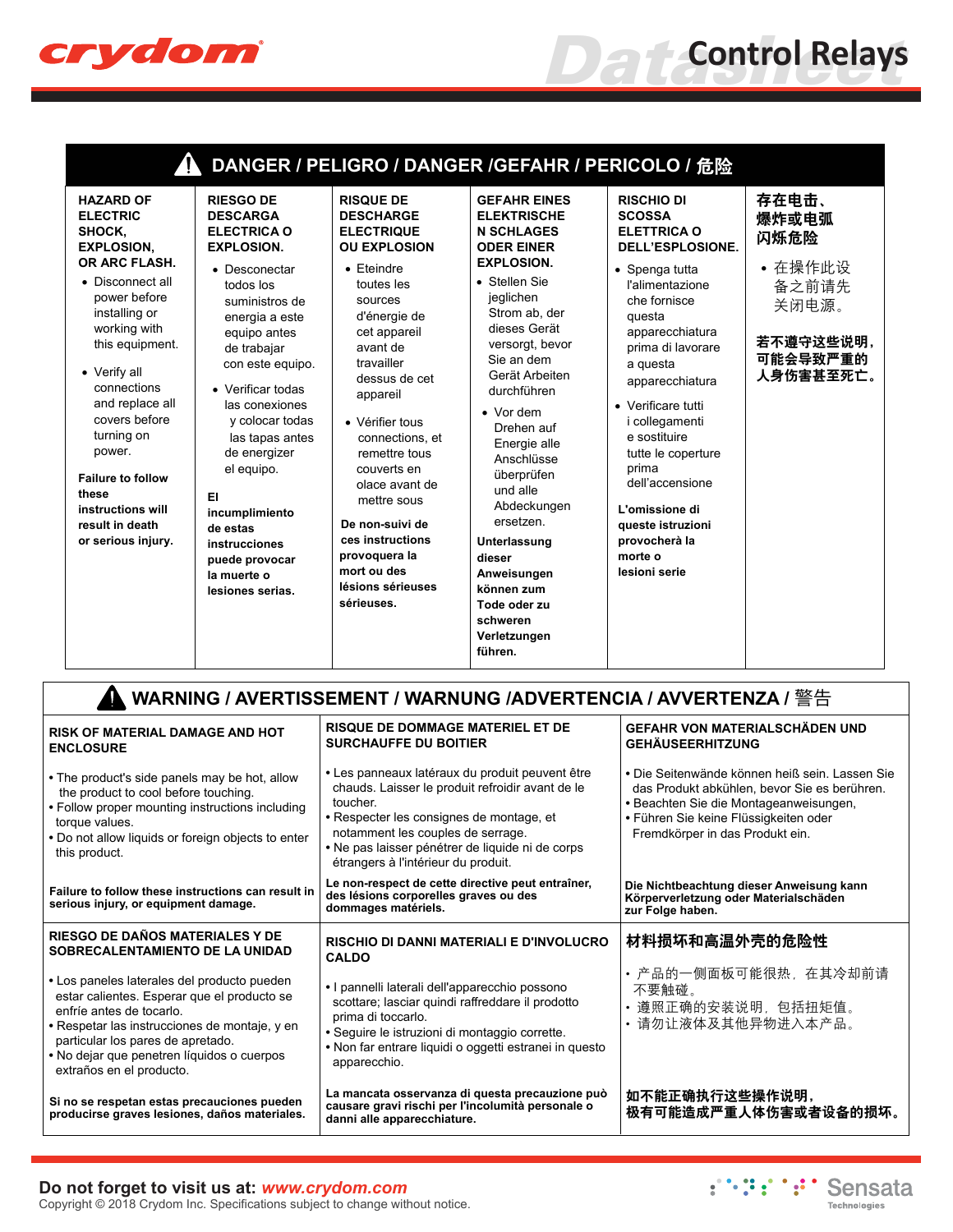# ⚠ DANGER / PELIGRO / DANGER /GEFAHR / PERICOLO / 危险

**HAZARD OF ELECTRIC SHOCK, EXPLOSION, OR ARC FLASH.**

- Disconnect all power before installing or working with this equipment.
- Verify all connections and replace all covers before turning on power.

**Failure to follow these instructions will result in death or serious injury.**

**RIESGO DE DESCARGA ELECTRICA O EXPLOSION.**

- Desconectar todos los suministros de energia a este equipo antes de trabajar con este equipo.
- Verificar todas las conexiones y colocar todas las tapas antes de energizer el equipo.

**El incumplimiento de estas instrucciones puede provocar la muerte o lesiones serias.**

**RISQUE DE DESCHARGE ELECTRIQUE OU EXPLOSION**

- Eteindre toutes les sources d'énergie de cet appareil avant de travailler dessus de cet appareil
- Vérifier tous connections, et remettre tous couverts en olace avant de mettre sous

**De non-suivi de ces instructions provoquera la mort ou des lésions sérieuses sérieuses.**

**GEFAHR EINES ELEKTRISCHE N SCHLAGES ODER EINER EXPLOSION.**

- Stellen Sie jeglichen Strom ab, der dieses Gerät versorgt, bevor Sie an dem Gerät Arbeiten durchführen
- Vor dem Drehen auf Energie alle Anschlüsse überprüfen und alle Abdeckungen ersetzen.

**Unterlassung dieser Anweisungen können zum Tode oder zu schweren Verletzungen führen.**

**RISCHIO DI SCOSSA ELETTRICA O DELL'ESPLOSIONE.**

- Spenga tutta l'alimentazione che fornisce questa apparecchiatura prima di lavorare a questa apparecchiatura
- Verificare tutti i collegamenti e sostituire tutte le coperture prima dell'accensione

**L'omissione di queste istruzioni provocherà la morte o lesioni serie**

**存在电击、爆炸或电弧闪烁危险**

- 在操作此设备之前请先关闭电源。

**若不遵守这些说明，可能会导致严重的人身伤害甚至死亡。**

# ⚠ WARNING / AVERTISSEMENT / WARNUNG /ADVERTENCIA / AVVERTENZA / 警告

**RISK OF MATERIAL DAMAGE AND HOT ENCLOSURE**

- The product's side panels may be hot, allow the product to cool before touching.
- Follow proper mounting instructions including torque values.
- Do not allow liquids or foreign objects to enter this product.

**Failure to follow these instructions can result in serious injury, or equipment damage.**

**RISQUE DE DOMMAGE MATERIEL ET DE SURCHAUFFE DU BOITIER**

- Les panneaux latéraux du produit peuvent être chauds. Laisser le produit refroidir avant de le toucher.
- Respecter les consignes de montage, et notamment les couples de serrage.
- Ne pas laisser pénétrer de liquide ni de corps étrangers à l'intérieur du produit.

**Le non-respect de cette directive peut entraîner, des lésions corporelles graves ou des dommages matériels.**

**GEFAHR VON MATERIALSCHÄDEN UND GEHÄUSEERHITZUNG**

- Die Seitenwände können heiß sein. Lassen Sie das Produkt abkühlen, bevor Sie es berühren.
- Beachten Sie die Montageanweisungen,
- Führen Sie keine Flüssigkeiten oder Fremdkörper in das Produkt ein.

**Die Nichtbeachtung dieser Anweisung kann Körperverletzung oder Materialschäden zur Folge haben.**

**RIESGO DE DAÑOS MATERIALES Y DE SOBRECALENTAMIENTO DE LA UNIDAD**

- Los paneles laterales del producto pueden estar calientes. Esperar que el producto se enfríe antes de tocarlo.
- Respetar las instrucciones de montaje, y en particular los pares de apretado.
- No dejar que penetren líquidos o cuerpos extraños en el producto.

**Si no se respetan estas precauciones pueden producirse graves lesiones, daños materiales.**

**RISCHIO DI DANNI MATERIALI E D'INVOLUCRO CALDO**

- I pannelli laterali dell'apparecchio possono scottare; lasciar quindi raffreddare il prodotto prima di toccarlo.
- Seguire le istruzioni di montaggio corrette.
- Non far entrare liquidi o oggetti estranei in questo apparecchio.

**La mancata osservanza di questa precauzione può causare gravi rischi per l'incolumità personale o danni alle apparecchiature.**

**材料损坏和高温外壳的危险性**

- 产品的一侧面板可能很热，在其冷却前请不要触碰。
- 遵照正确的安装说明，包括扭矩值。
- 请勿让液体及其他异物进入本产品。

**如不能正确执行这些操作说明，极有可能造成严重人体伤害或者设备的损坏。**

**Do not forget to visit us at:** ***www.crydom.com***
Copyright © 2018 Crydom Inc. Specifications subject to change without notice.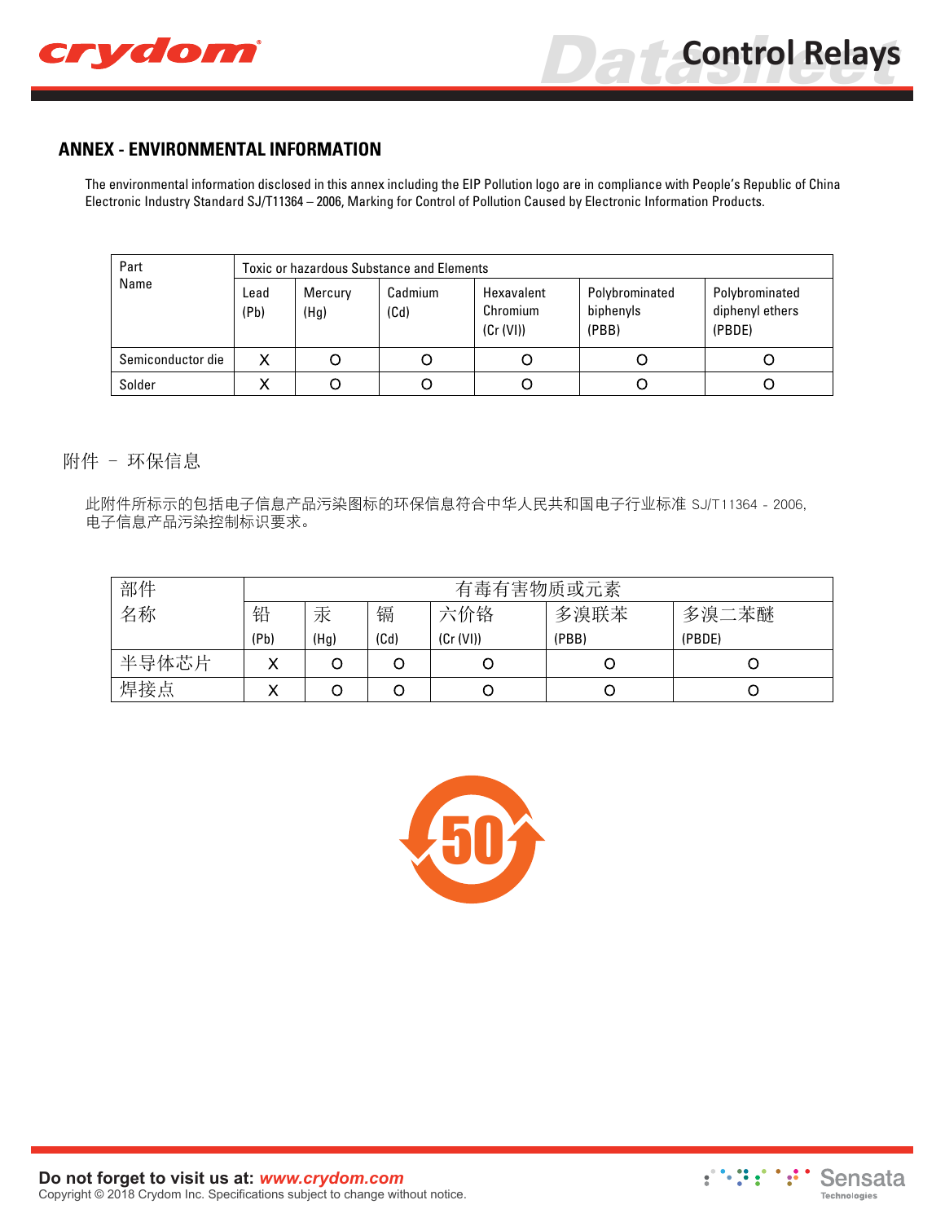## ANNEX - ENVIRONMENTAL INFORMATION

The environmental information disclosed in this annex including the EIP Pollution logo are in compliance with People's Republic of China Electronic Industry Standard SJ/T11364 – 2006, Marking for Control of Pollution Caused by Electronic Information Products.

| Part Name | Toxic or hazardous Substance and Elements | | | | | |
|---|---|---|---|---|---|---|
| | Lead (Pb) | Mercury (Hg) | Cadmium (Cd) | Hexavalent Chromium (Cr (VI)) | Polybrominated biphenyls (PBB) | Polybrominated diphenyl ethers (PBDE) |
| Semiconductor die | X | O | O | O | O | O |
| Solder | X | O | O | O | O | O |

附件 – 环保信息

此附件所标示的包括电子信息产品污染图标的环保信息符合中华人民共和国电子行业标准 SJ/T11364 - 2006,
电子信息产品污染控制标识要求。

| 部件名称 | 有毒有害物质或元素 | | | | | |
|---|---|---|---|---|---|---|
| | 铅 (Pb) | 汞 (Hg) | 镉 (Cd) | 六价铬 (Cr (VI)) | 多溴联苯 (PBB) | 多溴二苯醚 (PBDE) |
| 半导体芯片 | X | O | O | O | O | O |
| 焊接点 | X | O | O | O | O | O |

50

**Do not forget to visit us at:** ***www.crydom.com***
Copyright © 2018 Crydom Inc. Specifications subject to change without notice.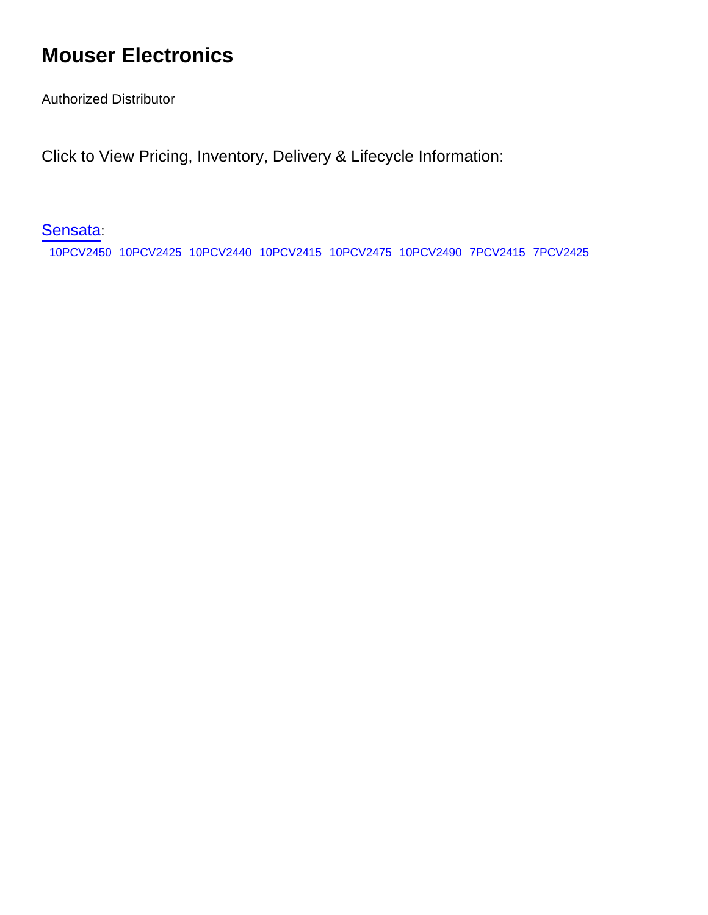# Mouser Electronics

Authorized Distributor

Click to View Pricing, Inventory, Delivery & Lifecycle Information:

Sensata:

10PCV2450 10PCV2425 10PCV2440 10PCV2415 10PCV2475 10PCV2490 7PCV2415 7PCV2425